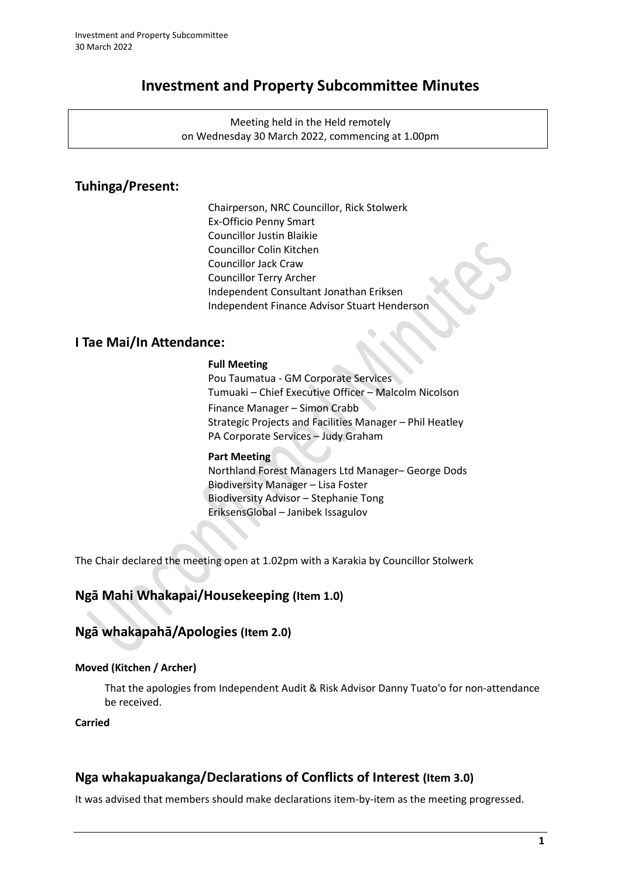# Investment and Property Subcommittee Minutes

Meeting held in the Held remotely
on Wednesday 30 March 2022, commencing at 1.00pm

## Tuhinga/Present:

Chairperson, NRC Councillor, Rick Stolwerk
Ex-Officio Penny Smart
Councillor Justin Blaikie
Councillor Colin Kitchen
Councillor Jack Craw
Councillor Terry Archer
Independent Consultant Jonathan Eriksen
Independent Finance Advisor Stuart Henderson

## I Tae Mai/In Attendance:

**Full Meeting**
Pou Taumatua - GM Corporate Services
Tumuaki – Chief Executive Officer – Malcolm Nicolson
Finance Manager – Simon Crabb
Strategic Projects and Facilities Manager – Phil Heatley
PA Corporate Services – Judy Graham

**Part Meeting**
Northland Forest Managers Ltd Manager– George Dods
Biodiversity Manager – Lisa Foster
Biodiversity Advisor – Stephanie Tong
EriksensGlobal – Janibek Issagulov

The Chair declared the meeting open at 1.02pm with a Karakia by Councillor Stolwerk

## Ngā Mahi Whakapai/Housekeeping (Item 1.0)

## Ngā whakapahā/Apologies (Item 2.0)

**Moved (Kitchen / Archer)**

That the apologies from Independent Audit & Risk Advisor Danny Tuato'o for non-attendance be received.

**Carried**

## Nga whakapuakanga/Declarations of Conflicts of Interest (Item 3.0)

It was advised that members should make declarations item-by-item as the meeting progressed.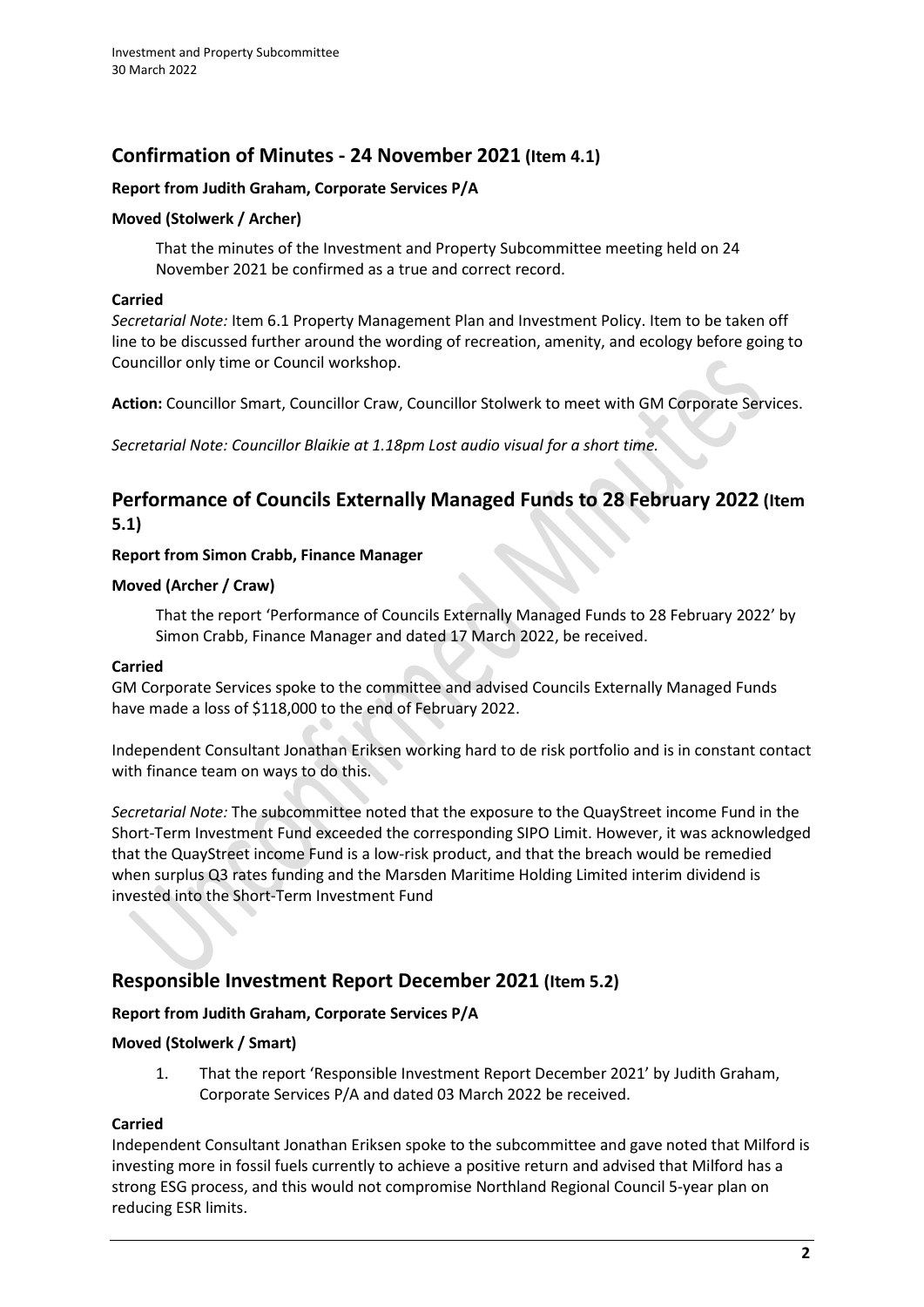## Confirmation of Minutes - 24 November 2021 (Item 4.1)

**Report from Judith Graham, Corporate Services P/A**

**Moved (Stolwerk / Archer)**

> That the minutes of the Investment and Property Subcommittee meeting held on 24 November 2021 be confirmed as a true and correct record.

**Carried**

*Secretarial Note:* Item 6.1 Property Management Plan and Investment Policy. Item to be taken off line to be discussed further around the wording of recreation, amenity, and ecology before going to Councillor only time or Council workshop.

**Action:** Councillor Smart, Councillor Craw, Councillor Stolwerk to meet with GM Corporate Services.

*Secretarial Note: Councillor Blaikie at 1.18pm Lost audio visual for a short time.*

## Performance of Councils Externally Managed Funds to 28 February 2022 (Item 5.1)

**Report from Simon Crabb, Finance Manager**

**Moved (Archer / Craw)**

> That the report 'Performance of Councils Externally Managed Funds to 28 February 2022' by Simon Crabb, Finance Manager and dated 17 March 2022, be received.

**Carried**

GM Corporate Services spoke to the committee and advised Councils Externally Managed Funds have made a loss of $118,000 to the end of February 2022.

Independent Consultant Jonathan Eriksen working hard to de risk portfolio and is in constant contact with finance team on ways to do this.

*Secretarial Note:* The subcommittee noted that the exposure to the QuayStreet income Fund in the Short-Term Investment Fund exceeded the corresponding SIPO Limit. However, it was acknowledged that the QuayStreet income Fund is a low-risk product, and that the breach would be remedied when surplus Q3 rates funding and the Marsden Maritime Holding Limited interim dividend is invested into the Short-Term Investment Fund

## Responsible Investment Report December 2021 (Item 5.2)

**Report from Judith Graham, Corporate Services P/A**

**Moved (Stolwerk / Smart)**

> 1. That the report 'Responsible Investment Report December 2021' by Judith Graham, Corporate Services P/A and dated 03 March 2022 be received.

**Carried**

Independent Consultant Jonathan Eriksen spoke to the subcommittee and gave noted that Milford is investing more in fossil fuels currently to achieve a positive return and advised that Milford has a strong ESG process, and this would not compromise Northland Regional Council 5-year plan on reducing ESR limits.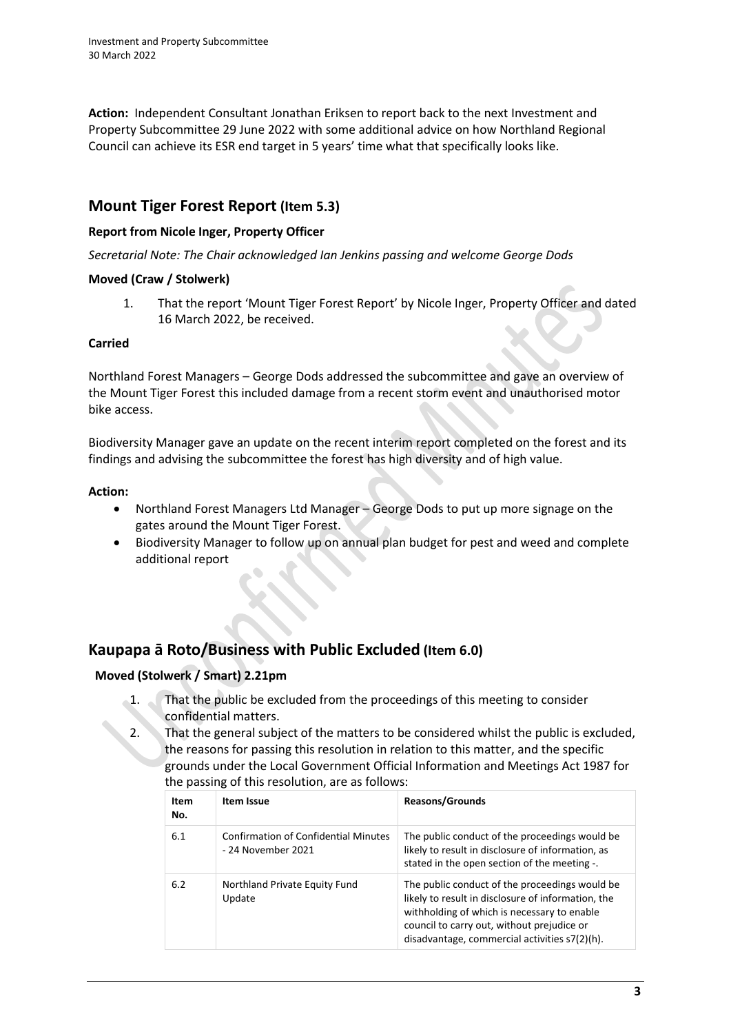**Action:** Independent Consultant Jonathan Eriksen to report back to the next Investment and Property Subcommittee 29 June 2022 with some additional advice on how Northland Regional Council can achieve its ESR end target in 5 years' time what that specifically looks like.

## Mount Tiger Forest Report (Item 5.3)

**Report from Nicole Inger, Property Officer**

*Secretarial Note: The Chair acknowledged Ian Jenkins passing and welcome George Dods*

**Moved (Craw / Stolwerk)**

1. That the report 'Mount Tiger Forest Report' by Nicole Inger, Property Officer and dated 16 March 2022, be received.

**Carried**

Northland Forest Managers – George Dods addressed the subcommittee and gave an overview of the Mount Tiger Forest this included damage from a recent storm event and unauthorised motor bike access.

Biodiversity Manager gave an update on the recent interim report completed on the forest and its findings and advising the subcommittee the forest has high diversity and of high value.

**Action:**

- Northland Forest Managers Ltd Manager – George Dods to put up more signage on the gates around the Mount Tiger Forest.
- Biodiversity Manager to follow up on annual plan budget for pest and weed and complete additional report

## Kaupapa ā Roto/Business with Public Excluded (Item 6.0)

**Moved (Stolwerk / Smart) 2.21pm**

1. That the public be excluded from the proceedings of this meeting to consider confidential matters.
2. That the general subject of the matters to be considered whilst the public is excluded, the reasons for passing this resolution in relation to this matter, and the specific grounds under the Local Government Official Information and Meetings Act 1987 for the passing of this resolution, are as follows:

| Item No. | Item Issue | Reasons/Grounds |
|---|---|---|
| 6.1 | Confirmation of Confidential Minutes - 24 November 2021 | The public conduct of the proceedings would be likely to result in disclosure of information, as stated in the open section of the meeting -. |
| 6.2 | Northland Private Equity Fund Update | The public conduct of the proceedings would be likely to result in disclosure of information, the withholding of which is necessary to enable council to carry out, without prejudice or disadvantage, commercial activities s7(2)(h). |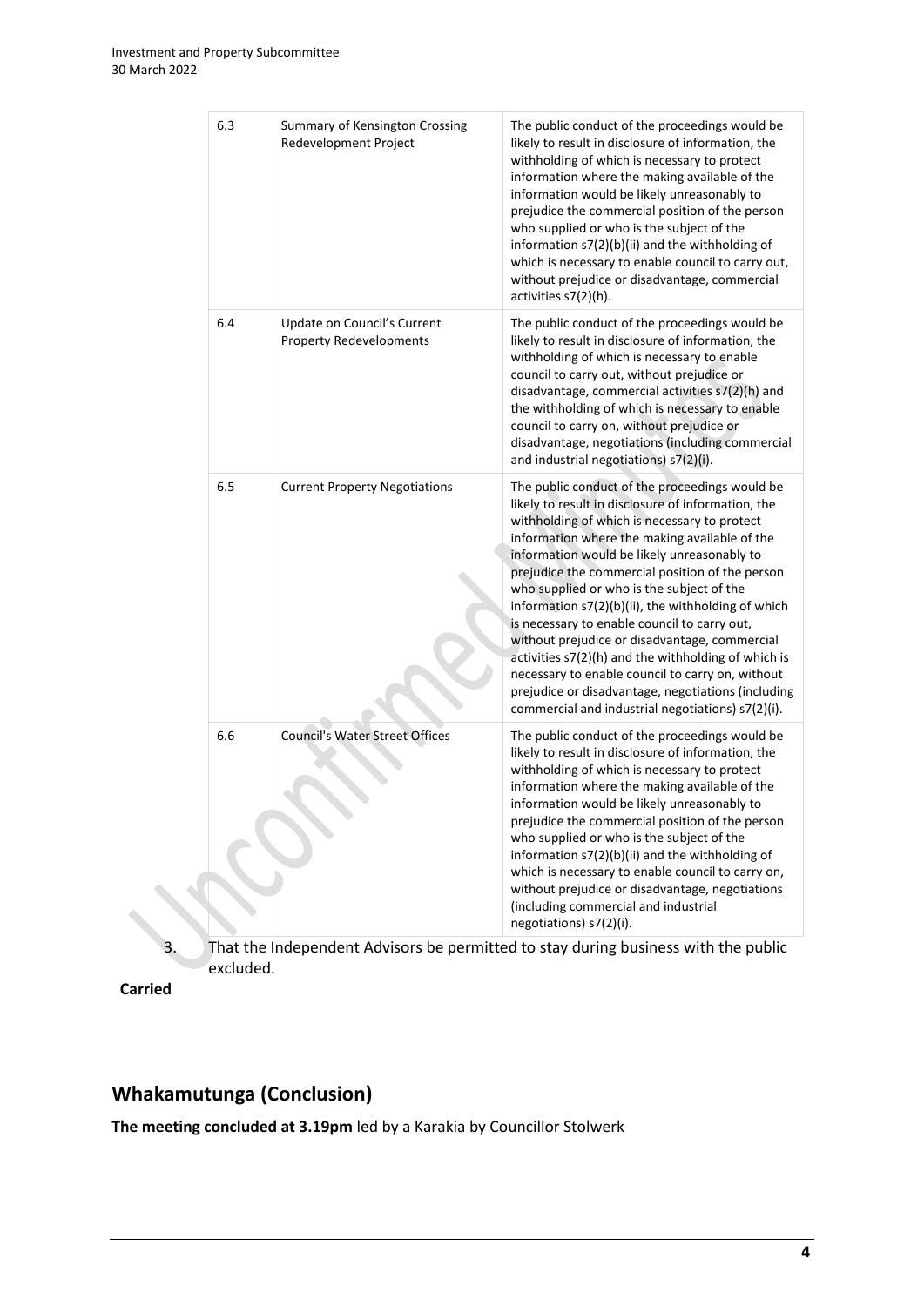| | | |
|---|---|---|
| 6.3 | Summary of Kensington Crossing Redevelopment Project | The public conduct of the proceedings would be likely to result in disclosure of information, the withholding of which is necessary to protect information where the making available of the information would be likely unreasonably to prejudice the commercial position of the person who supplied or who is the subject of the information s7(2)(b)(ii) and the withholding of which is necessary to enable council to carry out, without prejudice or disadvantage, commercial activities s7(2)(h). |
| 6.4 | Update on Council's Current Property Redevelopments | The public conduct of the proceedings would be likely to result in disclosure of information, the withholding of which is necessary to enable council to carry out, without prejudice or disadvantage, commercial activities s7(2)(h) and the withholding of which is necessary to enable council to carry on, without prejudice or disadvantage, negotiations (including commercial and industrial negotiations) s7(2)(i). |
| 6.5 | Current Property Negotiations | The public conduct of the proceedings would be likely to result in disclosure of information, the withholding of which is necessary to protect information where the making available of the information would be likely unreasonably to prejudice the commercial position of the person who supplied or who is the subject of the information s7(2)(b)(ii), the withholding of which is necessary to enable council to carry out, without prejudice or disadvantage, commercial activities s7(2)(h) and the withholding of which is necessary to enable council to carry on, without prejudice or disadvantage, negotiations (including commercial and industrial negotiations) s7(2)(i). |
| 6.6 | Council's Water Street Offices | The public conduct of the proceedings would be likely to result in disclosure of information, the withholding of which is necessary to protect information where the making available of the information would be likely unreasonably to prejudice the commercial position of the person who supplied or who is the subject of the information s7(2)(b)(ii) and the withholding of which is necessary to enable council to carry on, without prejudice or disadvantage, negotiations (including commercial and industrial negotiations) s7(2)(i). |

3. That the Independent Advisors be permitted to stay during business with the public excluded.

**Carried**

## Whakamutunga (Conclusion)

**The meeting concluded at 3.19pm** led by a Karakia by Councillor Stolwerk